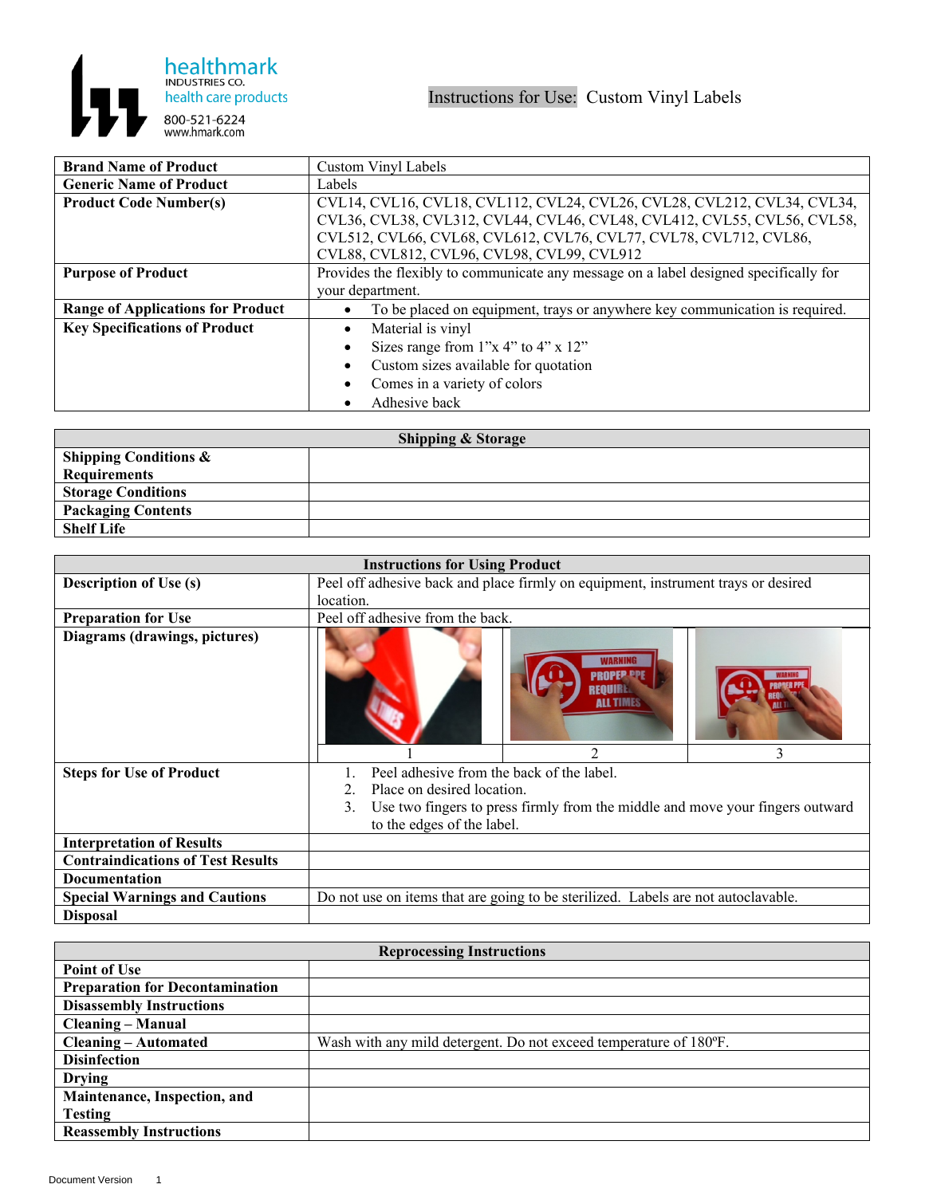healthmark
INDUSTRIES CO.
health care products
800-521-6224
www.hmark.com

# Instructions for Use: Custom Vinyl Labels

| **Brand Name of Product** | Custom Vinyl Labels |
|---|---|
| **Generic Name of Product** | Labels |
| **Product Code Number(s)** | CVL14, CVL16, CVL18, CVL112, CVL24, CVL26, CVL28, CVL212, CVL34, CVL34, CVL36, CVL38, CVL312, CVL44, CVL46, CVL48, CVL412, CVL55, CVL56, CVL58, CVL512, CVL66, CVL68, CVL612, CVL76, CVL77, CVL78, CVL712, CVL86, CVL88, CVL812, CVL96, CVL98, CVL99, CVL912 |
| **Purpose of Product** | Provides the flexibly to communicate any message on a label designed specifically for your department. |
| **Range of Applications for Product** | • To be placed on equipment, trays or anywhere key communication is required. |
| **Key Specifications of Product** | • Material is vinyl<br>• Sizes range from 1"x 4" to 4" x 12"<br>• Custom sizes available for quotation<br>• Comes in a variety of colors<br>• Adhesive back |

| **Shipping & Storage** | |
|---|---|
| **Shipping Conditions & Requirements** | |
| **Storage Conditions** | |
| **Packaging Contents** | |
| **Shelf Life** | |

| **Instructions for Using Product** | |
|---|---|
| **Description of Use (s)** | Peel off adhesive back and place firmly on equipment, instrument trays or desired location. |
| **Preparation for Use** | Peel off adhesive from the back. |
| **Diagrams (drawings, pictures)** | 1 / 2 / 3 |
| **Steps for Use of Product** | 1. Peel adhesive from the back of the label.<br>2. Place on desired location.<br>3. Use two fingers to press firmly from the middle and move your fingers outward to the edges of the label. |
| **Interpretation of Results** | |
| **Contraindications of Test Results** | |
| **Documentation** | |
| **Special Warnings and Cautions** | Do not use on items that are going to be sterilized. Labels are not autoclavable. |
| **Disposal** | |

| **Reprocessing Instructions** | |
|---|---|
| **Point of Use** | |
| **Preparation for Decontamination** | |
| **Disassembly Instructions** | |
| **Cleaning – Manual** | |
| **Cleaning – Automated** | Wash with any mild detergent. Do not exceed temperature of 180ºF. |
| **Disinfection** | |
| **Drying** | |
| **Maintenance, Inspection, and Testing** | |
| **Reassembly Instructions** | |

Document Version 1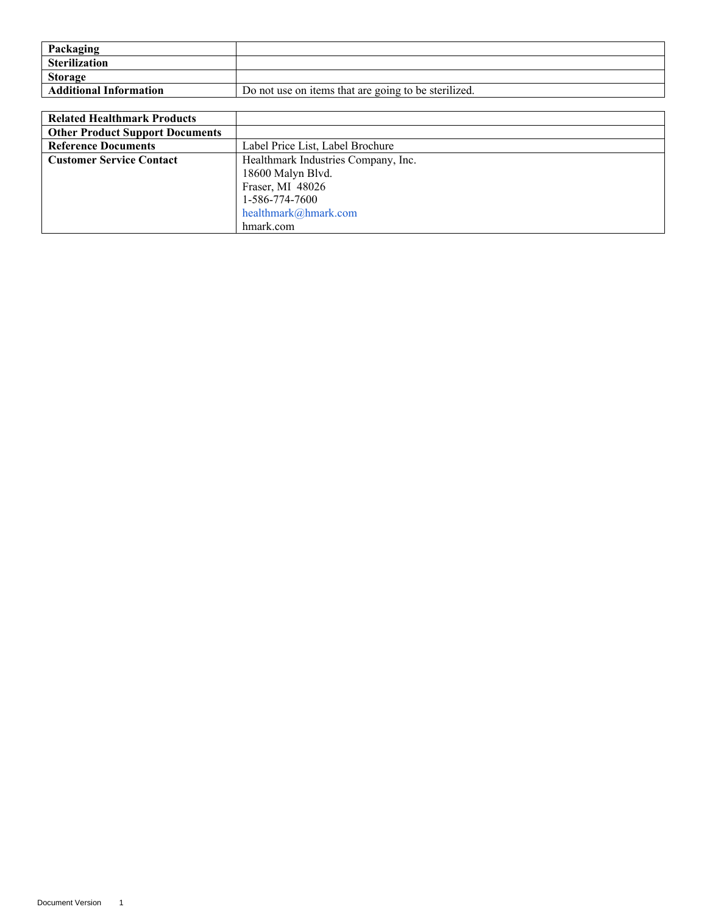| | |
|---|---|
| **Packaging** | |
| **Sterilization** | |
| **Storage** | |
| **Additional Information** | Do not use on items that are going to be sterilized. |

| | |
|---|---|
| **Related Healthmark Products** | |
| **Other Product Support Documents** | |
| **Reference Documents** | Label Price List, Label Brochure |
| **Customer Service Contact** | Healthmark Industries Company, Inc.<br>18600 Malyn Blvd.<br>Fraser, MI 48026<br>1-586-774-7600<br>healthmark@hmark.com<br>hmark.com |

Document Version 1